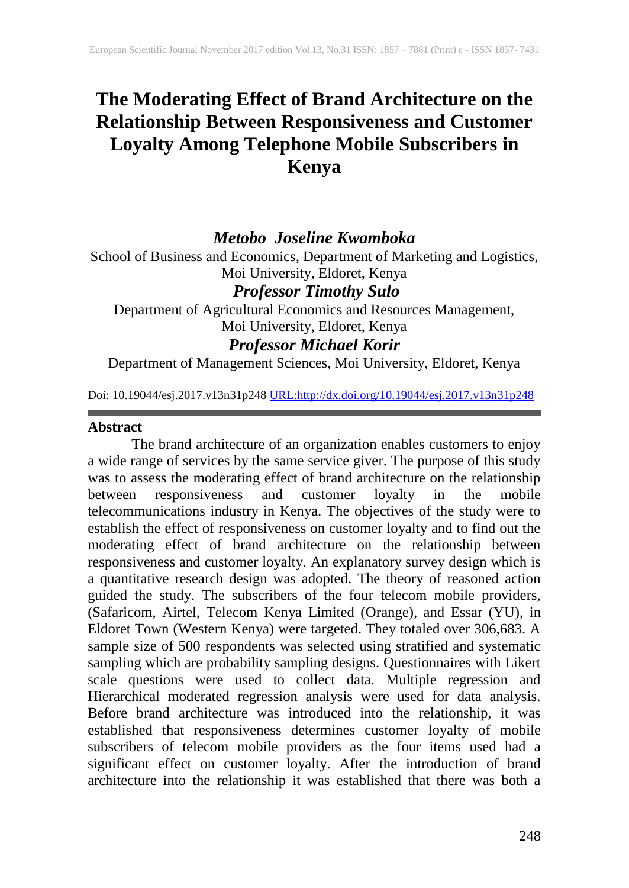# The Moderating Effect of Brand Architecture on the Relationship Between Responsiveness and Customer Loyalty Among Telephone Mobile Subscribers in Kenya

***Metobo Joseline Kwamboka***

School of Business and Economics, Department of Marketing and Logistics, Moi University, Eldoret, Kenya

***Professor Timothy Sulo***

Department of Agricultural Economics and Resources Management, Moi University, Eldoret, Kenya

***Professor Michael Korir***

Department of Management Sciences, Moi University, Eldoret, Kenya

Doi: 10.19044/esj.2017.v13n31p248 URL:http://dx.doi.org/10.19044/esj.2017.v13n31p248

## Abstract

The brand architecture of an organization enables customers to enjoy a wide range of services by the same service giver. The purpose of this study was to assess the moderating effect of brand architecture on the relationship between responsiveness and customer loyalty in the mobile telecommunications industry in Kenya. The objectives of the study were to establish the effect of responsiveness on customer loyalty and to find out the moderating effect of brand architecture on the relationship between responsiveness and customer loyalty. An explanatory survey design which is a quantitative research design was adopted. The theory of reasoned action guided the study. The subscribers of the four telecom mobile providers, (Safaricom, Airtel, Telecom Kenya Limited (Orange), and Essar (YU), in Eldoret Town (Western Kenya) were targeted. They totaled over 306,683. A sample size of 500 respondents was selected using stratified and systematic sampling which are probability sampling designs. Questionnaires with Likert scale questions were used to collect data. Multiple regression and Hierarchical moderated regression analysis were used for data analysis. Before brand architecture was introduced into the relationship, it was established that responsiveness determines customer loyalty of mobile subscribers of telecom mobile providers as the four items used had a significant effect on customer loyalty. After the introduction of brand architecture into the relationship it was established that there was both a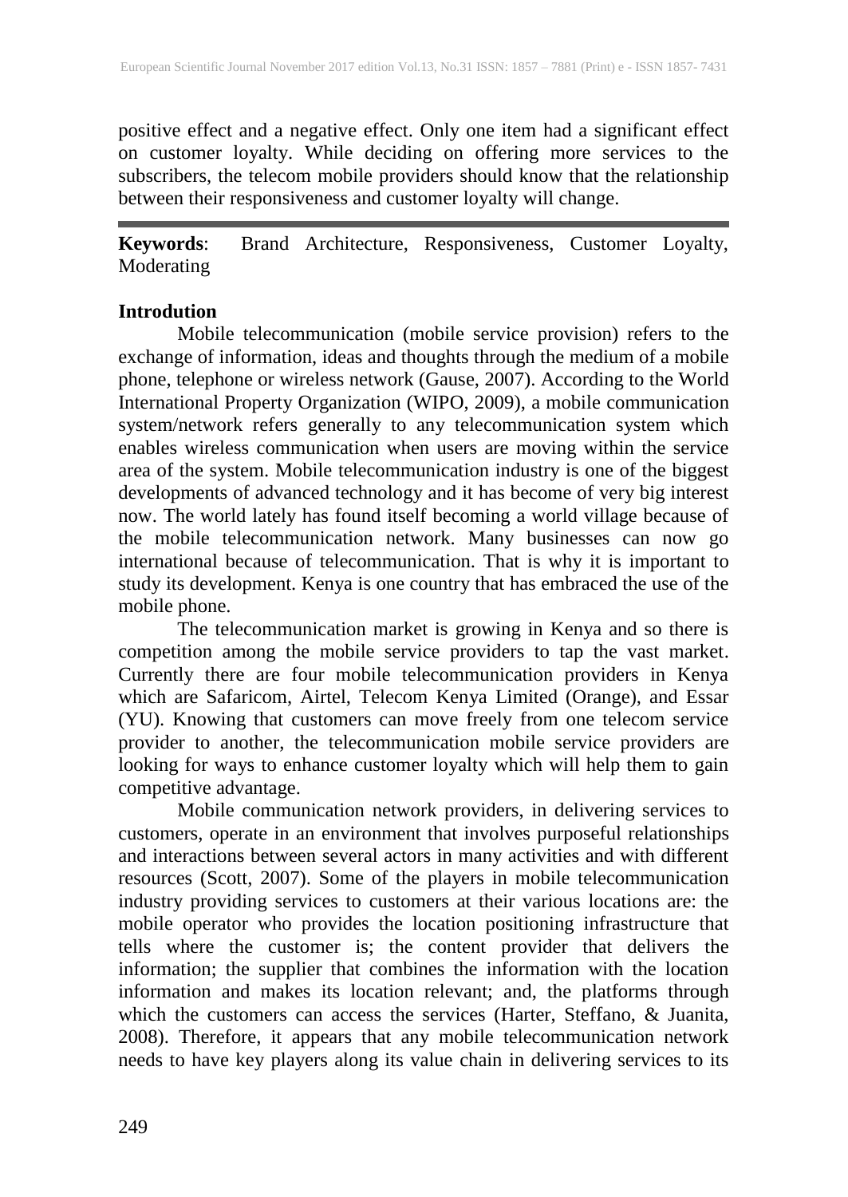positive effect and a negative effect. Only one item had a significant effect on customer loyalty. While deciding on offering more services to the subscribers, the telecom mobile providers should know that the relationship between their responsiveness and customer loyalty will change.

---

**Keywords**: Brand Architecture, Responsiveness, Customer Loyalty, Moderating

**Introdution**

Mobile telecommunication (mobile service provision) refers to the exchange of information, ideas and thoughts through the medium of a mobile phone, telephone or wireless network (Gause, 2007). According to the World International Property Organization (WIPO, 2009), a mobile communication system/network refers generally to any telecommunication system which enables wireless communication when users are moving within the service area of the system. Mobile telecommunication industry is one of the biggest developments of advanced technology and it has become of very big interest now. The world lately has found itself becoming a world village because of the mobile telecommunication network. Many businesses can now go international because of telecommunication. That is why it is important to study its development. Kenya is one country that has embraced the use of the mobile phone.

The telecommunication market is growing in Kenya and so there is competition among the mobile service providers to tap the vast market. Currently there are four mobile telecommunication providers in Kenya which are Safaricom, Airtel, Telecom Kenya Limited (Orange), and Essar (YU). Knowing that customers can move freely from one telecom service provider to another, the telecommunication mobile service providers are looking for ways to enhance customer loyalty which will help them to gain competitive advantage.

Mobile communication network providers, in delivering services to customers, operate in an environment that involves purposeful relationships and interactions between several actors in many activities and with different resources (Scott, 2007). Some of the players in mobile telecommunication industry providing services to customers at their various locations are: the mobile operator who provides the location positioning infrastructure that tells where the customer is; the content provider that delivers the information; the supplier that combines the information with the location information and makes its location relevant; and, the platforms through which the customers can access the services (Harter, Steffano, & Juanita, 2008). Therefore, it appears that any mobile telecommunication network needs to have key players along its value chain in delivering services to its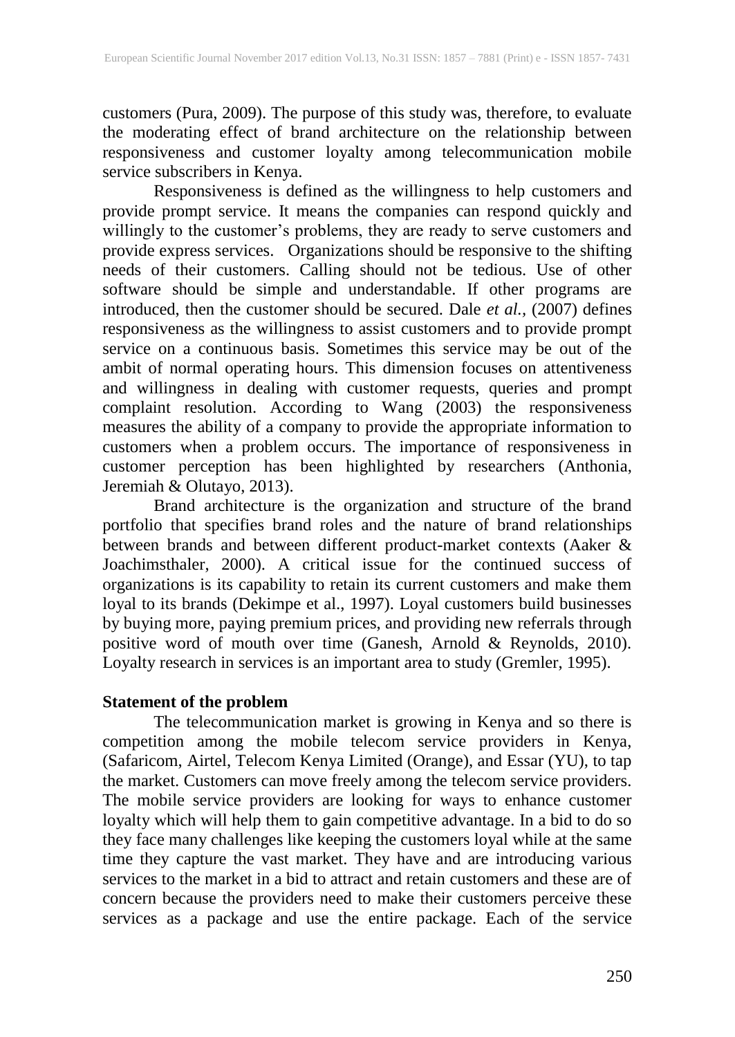customers (Pura, 2009). The purpose of this study was, therefore, to evaluate the moderating effect of brand architecture on the relationship between responsiveness and customer loyalty among telecommunication mobile service subscribers in Kenya.

Responsiveness is defined as the willingness to help customers and provide prompt service. It means the companies can respond quickly and willingly to the customer's problems, they are ready to serve customers and provide express services. Organizations should be responsive to the shifting needs of their customers. Calling should not be tedious. Use of other software should be simple and understandable. If other programs are introduced, then the customer should be secured. Dale *et al.*, (2007) defines responsiveness as the willingness to assist customers and to provide prompt service on a continuous basis. Sometimes this service may be out of the ambit of normal operating hours. This dimension focuses on attentiveness and willingness in dealing with customer requests, queries and prompt complaint resolution. According to Wang (2003) the responsiveness measures the ability of a company to provide the appropriate information to customers when a problem occurs. The importance of responsiveness in customer perception has been highlighted by researchers (Anthonia, Jeremiah & Olutayo, 2013).

Brand architecture is the organization and structure of the brand portfolio that specifies brand roles and the nature of brand relationships between brands and between different product-market contexts (Aaker & Joachimsthaler, 2000). A critical issue for the continued success of organizations is its capability to retain its current customers and make them loyal to its brands (Dekimpe et al., 1997). Loyal customers build businesses by buying more, paying premium prices, and providing new referrals through positive word of mouth over time (Ganesh, Arnold & Reynolds, 2010). Loyalty research in services is an important area to study (Gremler, 1995).

## Statement of the problem

The telecommunication market is growing in Kenya and so there is competition among the mobile telecom service providers in Kenya, (Safaricom, Airtel, Telecom Kenya Limited (Orange), and Essar (YU), to tap the market. Customers can move freely among the telecom service providers. The mobile service providers are looking for ways to enhance customer loyalty which will help them to gain competitive advantage. In a bid to do so they face many challenges like keeping the customers loyal while at the same time they capture the vast market. They have and are introducing various services to the market in a bid to attract and retain customers and these are of concern because the providers need to make their customers perceive these services as a package and use the entire package. Each of the service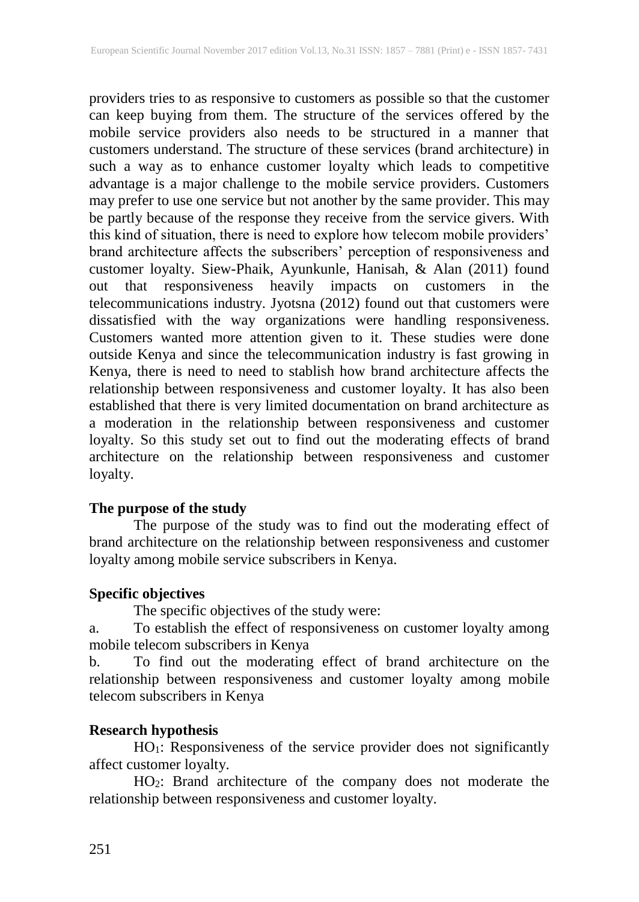providers tries to as responsive to customers as possible so that the customer can keep buying from them. The structure of the services offered by the mobile service providers also needs to be structured in a manner that customers understand. The structure of these services (brand architecture) in such a way as to enhance customer loyalty which leads to competitive advantage is a major challenge to the mobile service providers. Customers may prefer to use one service but not another by the same provider. This may be partly because of the response they receive from the service givers. With this kind of situation, there is need to explore how telecom mobile providers' brand architecture affects the subscribers' perception of responsiveness and customer loyalty. Siew-Phaik, Ayunkunle, Hanisah, & Alan (2011) found out that responsiveness heavily impacts on customers in the telecommunications industry. Jyotsna (2012) found out that customers were dissatisfied with the way organizations were handling responsiveness. Customers wanted more attention given to it. These studies were done outside Kenya and since the telecommunication industry is fast growing in Kenya, there is need to need to stablish how brand architecture affects the relationship between responsiveness and customer loyalty. It has also been established that there is very limited documentation on brand architecture as a moderation in the relationship between responsiveness and customer loyalty. So this study set out to find out the moderating effects of brand architecture on the relationship between responsiveness and customer loyalty.

## The purpose of the study

The purpose of the study was to find out the moderating effect of brand architecture on the relationship between responsiveness and customer loyalty among mobile service subscribers in Kenya.

## Specific objectives

The specific objectives of the study were:

a. To establish the effect of responsiveness on customer loyalty among mobile telecom subscribers in Kenya

b. To find out the moderating effect of brand architecture on the relationship between responsiveness and customer loyalty among mobile telecom subscribers in Kenya

## Research hypothesis

$HO_1$: Responsiveness of the service provider does not significantly affect customer loyalty.

$HO_2$: Brand architecture of the company does not moderate the relationship between responsiveness and customer loyalty.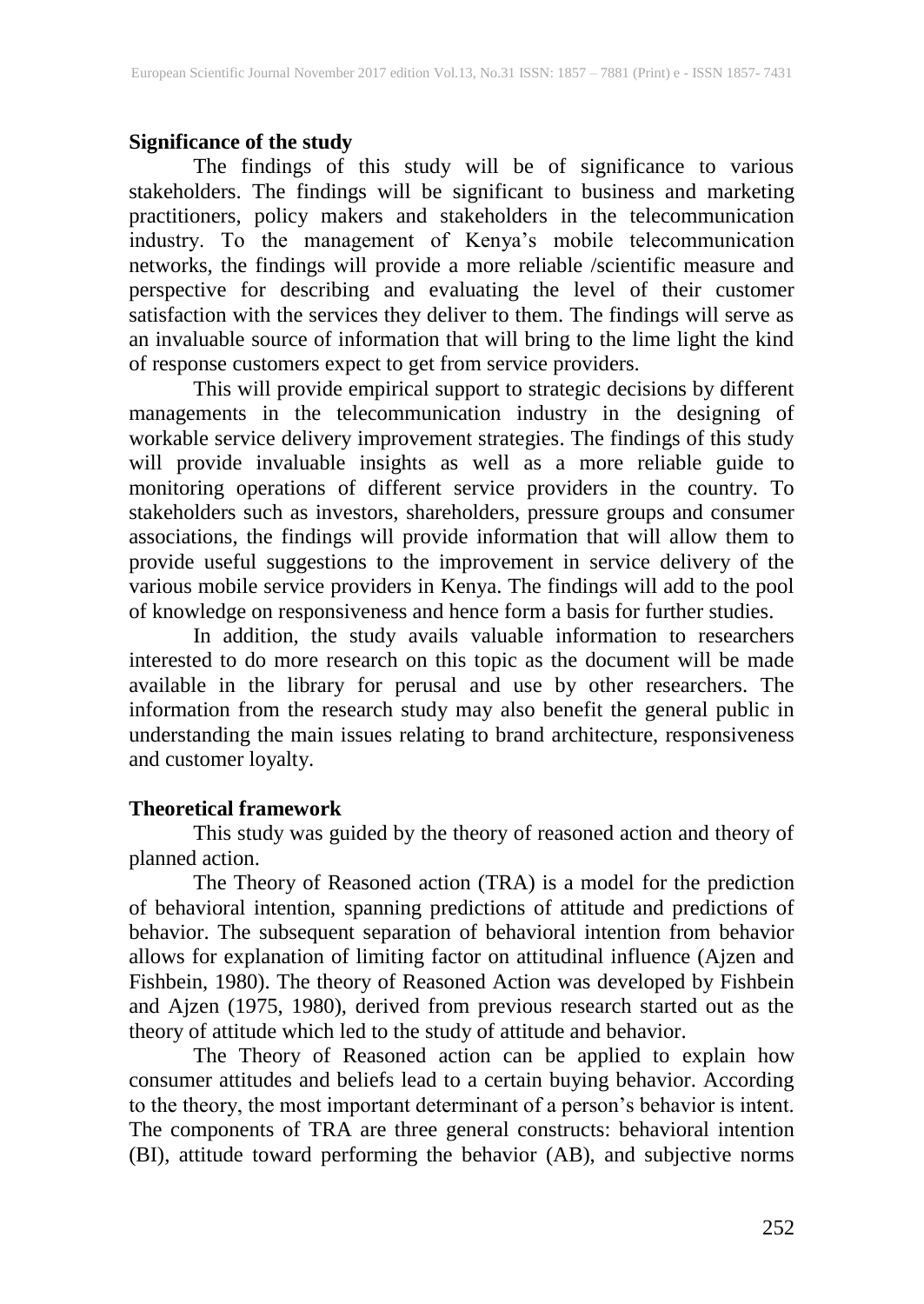**Significance of the study**

The findings of this study will be of significance to various stakeholders. The findings will be significant to business and marketing practitioners, policy makers and stakeholders in the telecommunication industry. To the management of Kenya's mobile telecommunication networks, the findings will provide a more reliable /scientific measure and perspective for describing and evaluating the level of their customer satisfaction with the services they deliver to them. The findings will serve as an invaluable source of information that will bring to the lime light the kind of response customers expect to get from service providers.

This will provide empirical support to strategic decisions by different managements in the telecommunication industry in the designing of workable service delivery improvement strategies. The findings of this study will provide invaluable insights as well as a more reliable guide to monitoring operations of different service providers in the country. To stakeholders such as investors, shareholders, pressure groups and consumer associations, the findings will provide information that will allow them to provide useful suggestions to the improvement in service delivery of the various mobile service providers in Kenya. The findings will add to the pool of knowledge on responsiveness and hence form a basis for further studies.

In addition, the study avails valuable information to researchers interested to do more research on this topic as the document will be made available in the library for perusal and use by other researchers. The information from the research study may also benefit the general public in understanding the main issues relating to brand architecture, responsiveness and customer loyalty.

**Theoretical framework**

This study was guided by the theory of reasoned action and theory of planned action.

The Theory of Reasoned action (TRA) is a model for the prediction of behavioral intention, spanning predictions of attitude and predictions of behavior. The subsequent separation of behavioral intention from behavior allows for explanation of limiting factor on attitudinal influence (Ajzen and Fishbein, 1980). The theory of Reasoned Action was developed by Fishbein and Ajzen (1975, 1980), derived from previous research started out as the theory of attitude which led to the study of attitude and behavior.

The Theory of Reasoned action can be applied to explain how consumer attitudes and beliefs lead to a certain buying behavior. According to the theory, the most important determinant of a person's behavior is intent. The components of TRA are three general constructs: behavioral intention (BI), attitude toward performing the behavior (AB), and subjective norms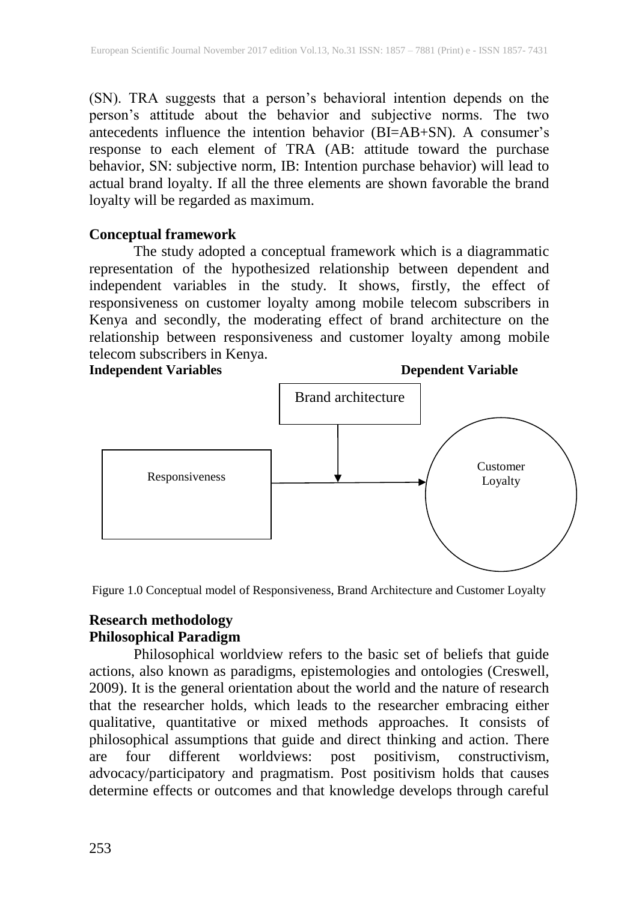(SN). TRA suggests that a person's behavioral intention depends on the person's attitude about the behavior and subjective norms. The two antecedents influence the intention behavior (BI=AB+SN). A consumer's response to each element of TRA (AB: attitude toward the purchase behavior, SN: subjective norm, IB: Intention purchase behavior) will lead to actual brand loyalty. If all the three elements are shown favorable the brand loyalty will be regarded as maximum.

**Conceptual framework**

The study adopted a conceptual framework which is a diagrammatic representation of the hypothesized relationship between dependent and independent variables in the study. It shows, firstly, the effect of responsiveness on customer loyalty among mobile telecom subscribers in Kenya and secondly, the moderating effect of brand architecture on the relationship between responsiveness and customer loyalty among mobile telecom subscribers in Kenya.

**Independent Variables** **Dependent Variable**

Brand architecture

Responsiveness

Customer Loyalty

Figure 1.0 Conceptual model of Responsiveness, Brand Architecture and Customer Loyalty

## Research methodology

### Philosophical Paradigm

Philosophical worldview refers to the basic set of beliefs that guide actions, also known as paradigms, epistemologies and ontologies (Creswell, 2009). It is the general orientation about the world and the nature of research that the researcher holds, which leads to the researcher embracing either qualitative, quantitative or mixed methods approaches. It consists of philosophical assumptions that guide and direct thinking and action. There are four different worldviews: post positivism, constructivism, advocacy/participatory and pragmatism. Post positivism holds that causes determine effects or outcomes and that knowledge develops through careful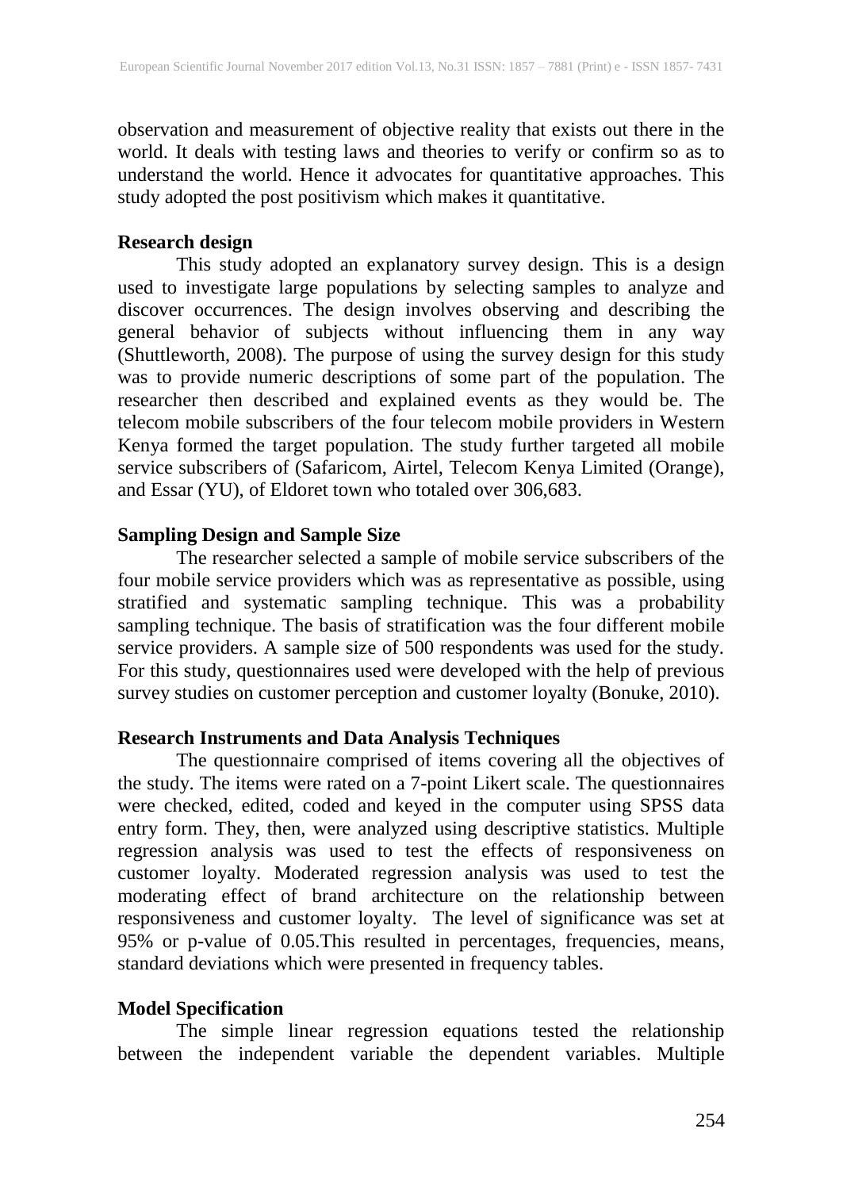observation and measurement of objective reality that exists out there in the world. It deals with testing laws and theories to verify or confirm so as to understand the world. Hence it advocates for quantitative approaches. This study adopted the post positivism which makes it quantitative.

**Research design**

This study adopted an explanatory survey design. This is a design used to investigate large populations by selecting samples to analyze and discover occurrences. The design involves observing and describing the general behavior of subjects without influencing them in any way (Shuttleworth, 2008). The purpose of using the survey design for this study was to provide numeric descriptions of some part of the population. The researcher then described and explained events as they would be. The telecom mobile subscribers of the four telecom mobile providers in Western Kenya formed the target population. The study further targeted all mobile service subscribers of (Safaricom, Airtel, Telecom Kenya Limited (Orange), and Essar (YU), of Eldoret town who totaled over 306,683.

**Sampling Design and Sample Size**

The researcher selected a sample of mobile service subscribers of the four mobile service providers which was as representative as possible, using stratified and systematic sampling technique. This was a probability sampling technique. The basis of stratification was the four different mobile service providers. A sample size of 500 respondents was used for the study. For this study, questionnaires used were developed with the help of previous survey studies on customer perception and customer loyalty (Bonuke, 2010).

**Research Instruments and Data Analysis Techniques**

The questionnaire comprised of items covering all the objectives of the study. The items were rated on a 7-point Likert scale. The questionnaires were checked, edited, coded and keyed in the computer using SPSS data entry form. They, then, were analyzed using descriptive statistics. Multiple regression analysis was used to test the effects of responsiveness on customer loyalty. Moderated regression analysis was used to test the moderating effect of brand architecture on the relationship between responsiveness and customer loyalty. The level of significance was set at 95% or p-value of 0.05.This resulted in percentages, frequencies, means, standard deviations which were presented in frequency tables.

**Model Specification**

The simple linear regression equations tested the relationship between the independent variable the dependent variables. Multiple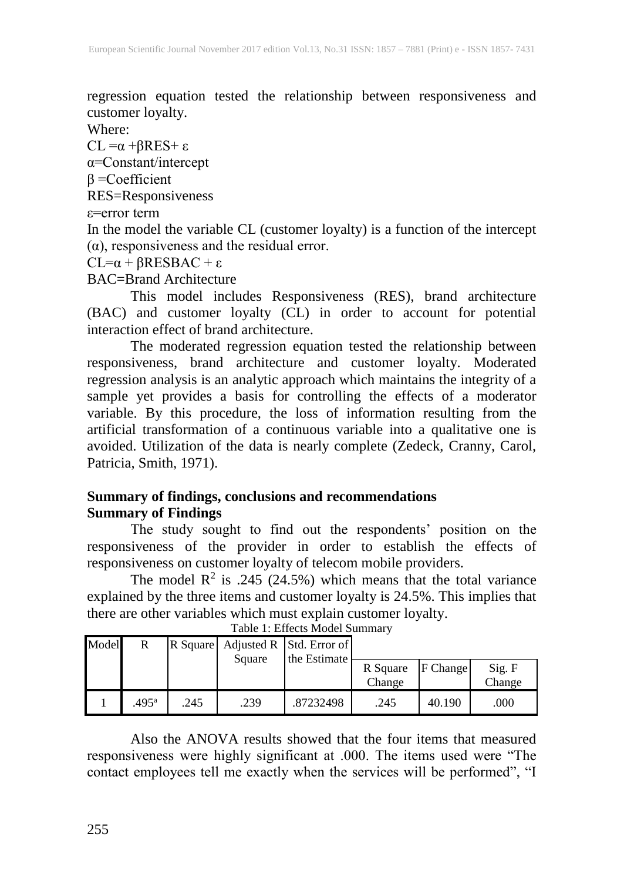regression equation tested the relationship between responsiveness and customer loyalty.

Where:

$CL = \alpha + \beta RES + \varepsilon$

$\alpha$=Constant/intercept

$\beta$ =Coefficient

RES=Responsiveness

$\varepsilon$=error term

In the model the variable CL (customer loyalty) is a function of the intercept ($\alpha$), responsiveness and the residual error.

$CL = \alpha + \beta RESBAC + \varepsilon$

BAC=Brand Architecture

This model includes Responsiveness (RES), brand architecture (BAC) and customer loyalty (CL) in order to account for potential interaction effect of brand architecture.

The moderated regression equation tested the relationship between responsiveness, brand architecture and customer loyalty. Moderated regression analysis is an analytic approach which maintains the integrity of a sample yet provides a basis for controlling the effects of a moderator variable. By this procedure, the loss of information resulting from the artificial transformation of a continuous variable into a qualitative one is avoided. Utilization of the data is nearly complete (Zedeck, Cranny, Carol, Patricia, Smith, 1971).

## Summary of findings, conclusions and recommendations

### Summary of Findings

The study sought to find out the respondents' position on the responsiveness of the provider in order to establish the effects of responsiveness on customer loyalty of telecom mobile providers.

The model $R^2$ is .245 (24.5%) which means that the total variance explained by the three items and customer loyalty is 24.5%. This implies that there are other variables which must explain customer loyalty.

Table 1: Effects Model Summary

| Model | R | R Square | Adjusted R Square | Std. Error of the Estimate | R Square Change | F Change | Sig. F Change |
|---|---|---|---|---|---|---|---|
| 1 | .495[a] | .245 | .239 | .87232498 | .245 | 40.190 | .000 |

Also the ANOVA results showed that the four items that measured responsiveness were highly significant at .000. The items used were "The contact employees tell me exactly when the services will be performed", "I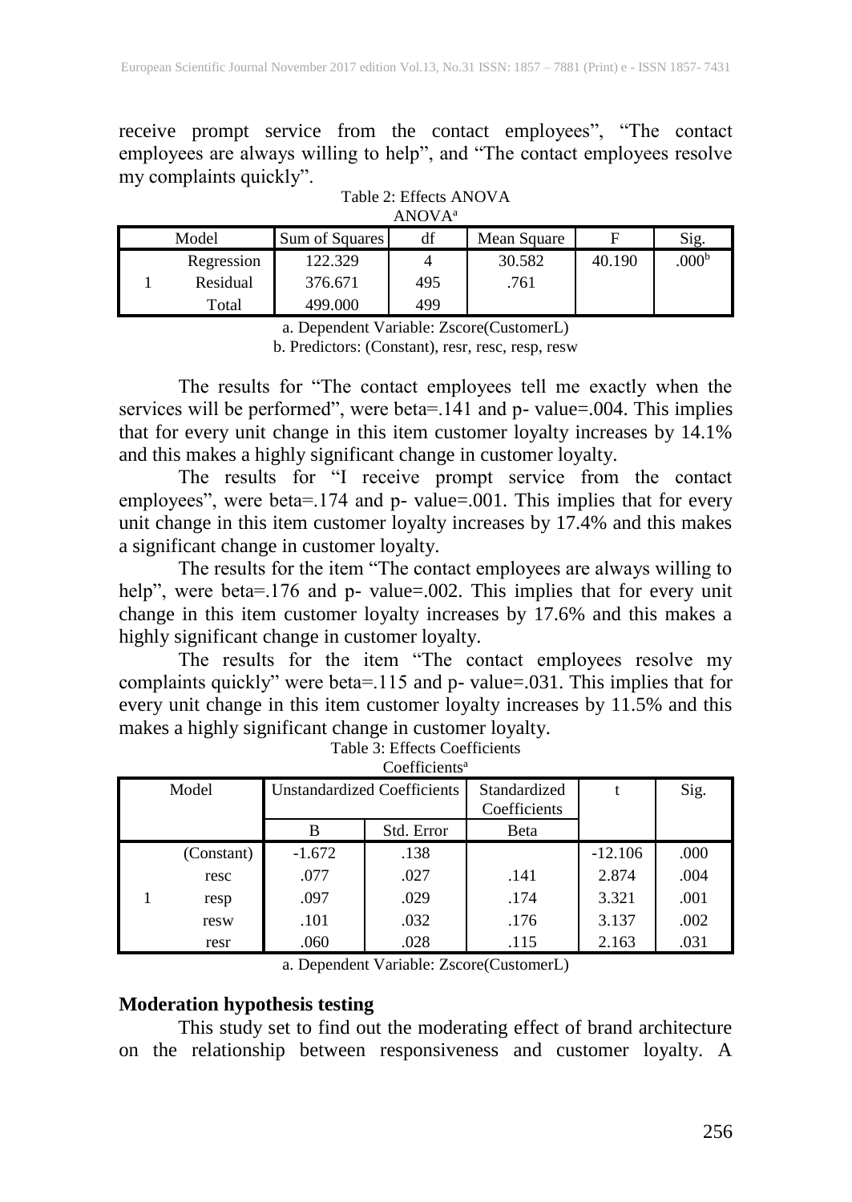receive prompt service from the contact employees", "The contact employees are always willing to help", and "The contact employees resolve my complaints quickly".

Table 2: Effects ANOVA

ANOVA[a]

| Model | | Sum of Squares | df | Mean Square | F | Sig. |
|---|---|---|---|---|---|---|
| 1 | Regression | 122.329 | 4 | 30.582 | 40.190 | .000[b] |
| | Residual | 376.671 | 495 | .761 | | |
| | Total | 499.000 | 499 | | | |

a. Dependent Variable: Zscore(CustomerL)

b. Predictors: (Constant), resr, resc, resp, resw

The results for "The contact employees tell me exactly when the services will be performed", were beta=.141 and p- value=.004. This implies that for every unit change in this item customer loyalty increases by 14.1% and this makes a highly significant change in customer loyalty.

The results for "I receive prompt service from the contact employees", were beta=.174 and p- value=.001. This implies that for every unit change in this item customer loyalty increases by 17.4% and this makes a significant change in customer loyalty.

The results for the item "The contact employees are always willing to help", were beta=.176 and p- value=.002. This implies that for every unit change in this item customer loyalty increases by 17.6% and this makes a highly significant change in customer loyalty.

The results for the item "The contact employees resolve my complaints quickly" were beta=.115 and p- value=.031. This implies that for every unit change in this item customer loyalty increases by 11.5% and this makes a highly significant change in customer loyalty.

Table 3: Effects Coefficients

Coefficients[a]

| Model | | Unstandardized Coefficients | | Standardized Coefficients | t | Sig. |
|---|---|---|---|---|---|---|
| | | B | Std. Error | Beta | | |
| 1 | (Constant) | -1.672 | .138 | | -12.106 | .000 |
| | resc | .077 | .027 | .141 | 2.874 | .004 |
| | resp | .097 | .029 | .174 | 3.321 | .001 |
| | resw | .101 | .032 | .176 | 3.137 | .002 |
| | resr | .060 | .028 | .115 | 2.163 | .031 |

a. Dependent Variable: Zscore(CustomerL)

**Moderation hypothesis testing**

This study set to find out the moderating effect of brand architecture on the relationship between responsiveness and customer loyalty. A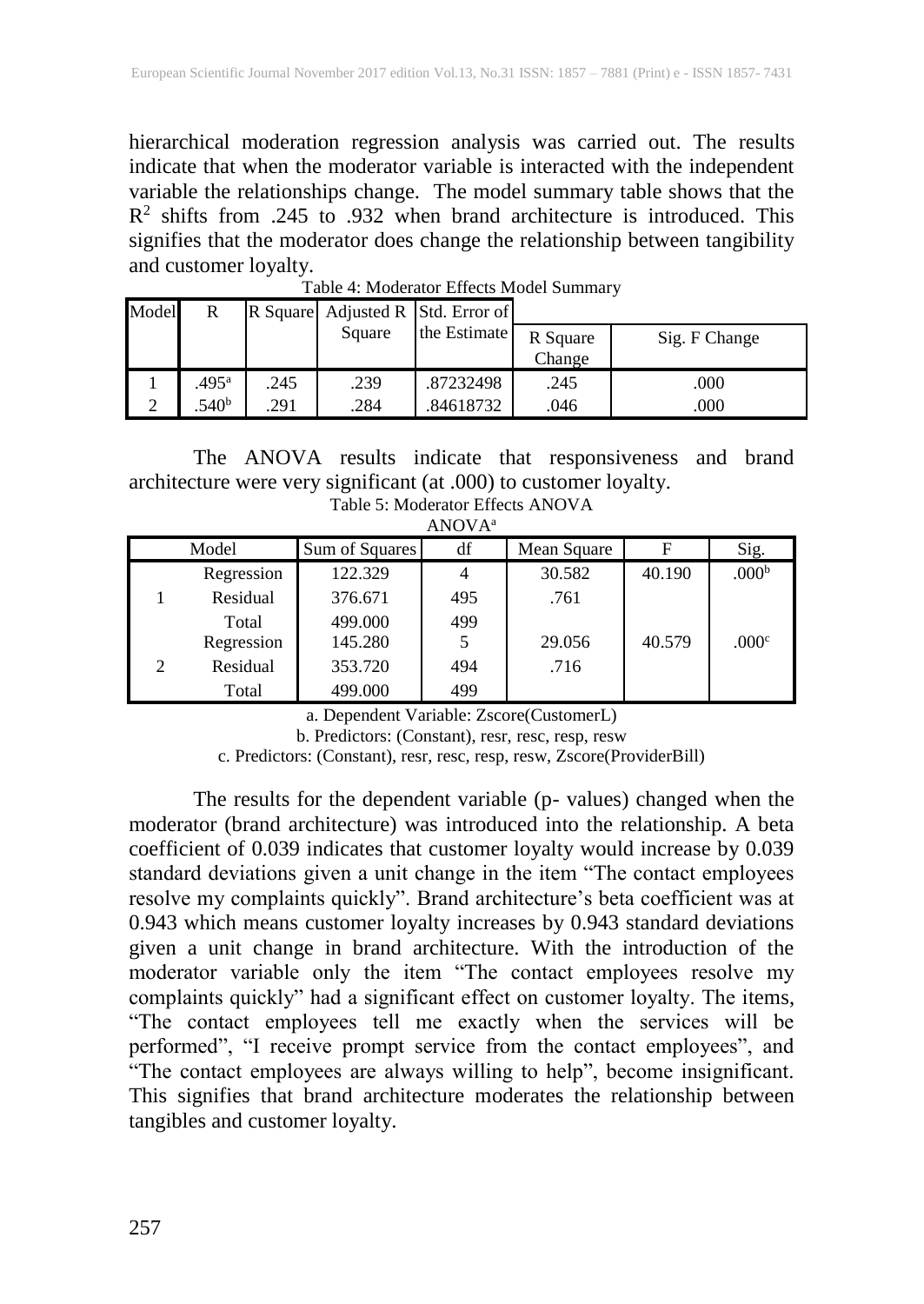hierarchical moderation regression analysis was carried out. The results indicate that when the moderator variable is interacted with the independent variable the relationships change. The model summary table shows that the $R^2$ shifts from .245 to .932 when brand architecture is introduced. This signifies that the moderator does change the relationship between tangibility and customer loyalty.

Table 4: Moderator Effects Model Summary

| Model | R | R Square | Adjusted R Square | Std. Error of the Estimate | R Square Change | Sig. F Change |
|---|---|---|---|---|---|---|
| 1 | .495[a] | .245 | .239 | .87232498 | .245 | .000 |
| 2 | .540[b] | .291 | .284 | .84618732 | .046 | .000 |

The ANOVA results indicate that responsiveness and brand architecture were very significant (at .000) to customer loyalty.

Table 5: Moderator Effects ANOVA

ANOVA[a]

| Model | | Sum of Squares | df | Mean Square | F | Sig. |
|---|---|---|---|---|---|---|
| 1 | Regression | 122.329 | 4 | 30.582 | 40.190 | .000[b] |
| | Residual | 376.671 | 495 | .761 | | |
| | Total | 499.000 | 499 | | | |
| 2 | Regression | 145.280 | 5 | 29.056 | 40.579 | .000[c] |
| | Residual | 353.720 | 494 | .716 | | |
| | Total | 499.000 | 499 | | | |

a. Dependent Variable: Zscore(CustomerL)

b. Predictors: (Constant), resr, resc, resp, resw

c. Predictors: (Constant), resr, resc, resp, resw, Zscore(ProviderBill)

The results for the dependent variable (p- values) changed when the moderator (brand architecture) was introduced into the relationship. A beta coefficient of 0.039 indicates that customer loyalty would increase by 0.039 standard deviations given a unit change in the item "The contact employees resolve my complaints quickly". Brand architecture's beta coefficient was at 0.943 which means customer loyalty increases by 0.943 standard deviations given a unit change in brand architecture. With the introduction of the moderator variable only the item "The contact employees resolve my complaints quickly" had a significant effect on customer loyalty. The items, "The contact employees tell me exactly when the services will be performed", "I receive prompt service from the contact employees", and "The contact employees are always willing to help", become insignificant. This signifies that brand architecture moderates the relationship between tangibles and customer loyalty.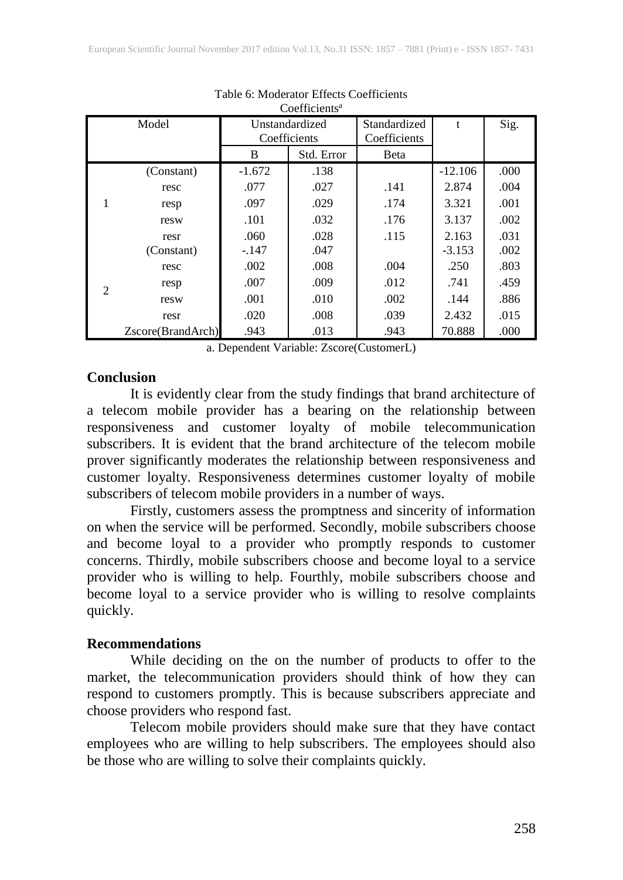Table 6: Moderator Effects Coefficients

Coefficients[a]

| Model | | Unstandardized Coefficients | | Standardized Coefficients | t | Sig. |
|---|---|---|---|---|---|---|
| | | B | Std. Error | Beta | | |
| 1 | (Constant) | -1.672 | .138 | | -12.106 | .000 |
| | resc | .077 | .027 | .141 | 2.874 | .004 |
| | resp | .097 | .029 | .174 | 3.321 | .001 |
| | resw | .101 | .032 | .176 | 3.137 | .002 |
| | resr | .060 | .028 | .115 | 2.163 | .031 |
| 2 | (Constant) | -.147 | .047 | | -3.153 | .002 |
| | resc | .002 | .008 | .004 | .250 | .803 |
| | resp | .007 | .009 | .012 | .741 | .459 |
| | resw | .001 | .010 | .002 | .144 | .886 |
| | resr | .020 | .008 | .039 | 2.432 | .015 |
| | Zscore(BrandArch) | .943 | .013 | .943 | 70.888 | .000 |

a. Dependent Variable: Zscore(CustomerL)

## Conclusion

It is evidently clear from the study findings that brand architecture of a telecom mobile provider has a bearing on the relationship between responsiveness and customer loyalty of mobile telecommunication subscribers. It is evident that the brand architecture of the telecom mobile prover significantly moderates the relationship between responsiveness and customer loyalty. Responsiveness determines customer loyalty of mobile subscribers of telecom mobile providers in a number of ways.

Firstly, customers assess the promptness and sincerity of information on when the service will be performed. Secondly, mobile subscribers choose and become loyal to a provider who promptly responds to customer concerns. Thirdly, mobile subscribers choose and become loyal to a service provider who is willing to help. Fourthly, mobile subscribers choose and become loyal to a service provider who is willing to resolve complaints quickly.

## Recommendations

While deciding on the on the number of products to offer to the market, the telecommunication providers should think of how they can respond to customers promptly. This is because subscribers appreciate and choose providers who respond fast.

Telecom mobile providers should make sure that they have contact employees who are willing to help subscribers. The employees should also be those who are willing to solve their complaints quickly.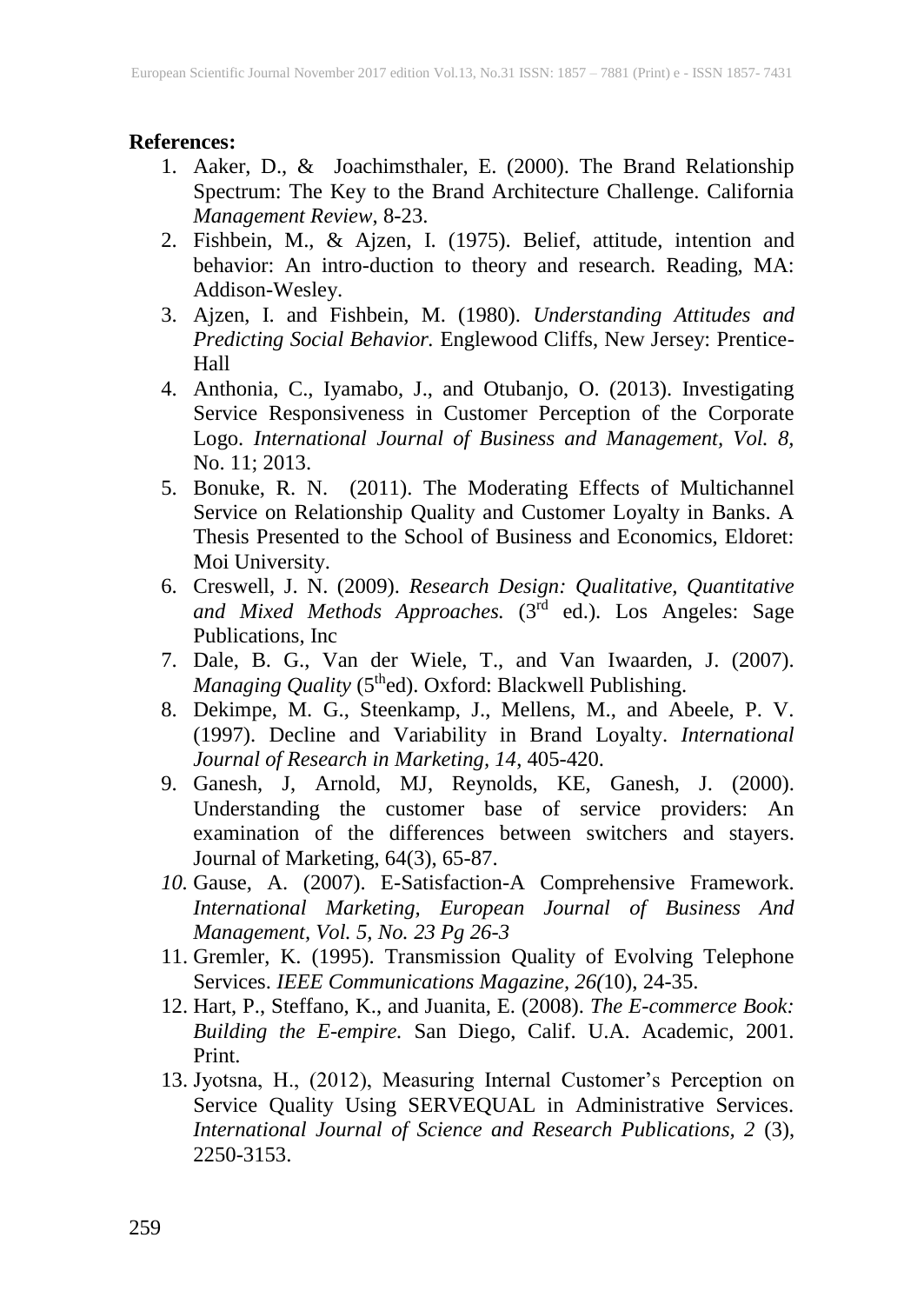**References:**

1. Aaker, D., & Joachimsthaler, E. (2000). The Brand Relationship Spectrum: The Key to the Brand Architecture Challenge. California *Management Review*, 8-23.
2. Fishbein, M., & Ajzen, I. (1975). Belief, attitude, intention and behavior: An intro-duction to theory and research. Reading, MA: Addison-Wesley.
3. Ajzen, I. and Fishbein, M. (1980). *Understanding Attitudes and Predicting Social Behavior.* Englewood Cliffs, New Jersey: Prentice-Hall
4. Anthonia, C., Iyamabo, J., and Otubanjo, O. (2013). Investigating Service Responsiveness in Customer Perception of the Corporate Logo. *International Journal of Business and Management, Vol. 8,* No. 11; 2013.
5. Bonuke, R. N. (2011). The Moderating Effects of Multichannel Service on Relationship Quality and Customer Loyalty in Banks. A Thesis Presented to the School of Business and Economics, Eldoret: Moi University.
6. Creswell, J. N. (2009). *Research Design: Qualitative, Quantitative and Mixed Methods Approaches.* (3rd ed.). Los Angeles: Sage Publications, Inc
7. Dale, B. G., Van der Wiele, T., and Van Iwaarden, J. (2007). *Managing Quality* (5thed). Oxford: Blackwell Publishing.
8. Dekimpe, M. G., Steenkamp, J., Mellens, M., and Abeele, P. V. (1997). Decline and Variability in Brand Loyalty. *International Journal of Research in Marketing, 14*, 405-420.
9. Ganesh, J, Arnold, MJ, Reynolds, KE, Ganesh, J. (2000). Understanding the customer base of service providers: An examination of the differences between switchers and stayers. Journal of Marketing, 64(3), 65-87.
10. Gause, A. (2007). E-Satisfaction-A Comprehensive Framework. *International Marketing, European Journal of Business And Management, Vol. 5, No. 23 Pg 26-3*
11. Gremler, K. (1995). Transmission Quality of Evolving Telephone Services. *IEEE Communications Magazine, 26(*10), 24-35.
12. Hart, P., Steffano, K., and Juanita, E. (2008). *The E-commerce Book: Building the E-empire.* San Diego, Calif. U.A. Academic, 2001. Print.
13. Jyotsna, H., (2012), Measuring Internal Customer's Perception on Service Quality Using SERVEQUAL in Administrative Services. *International Journal of Science and Research Publications, 2* (3), 2250-3153.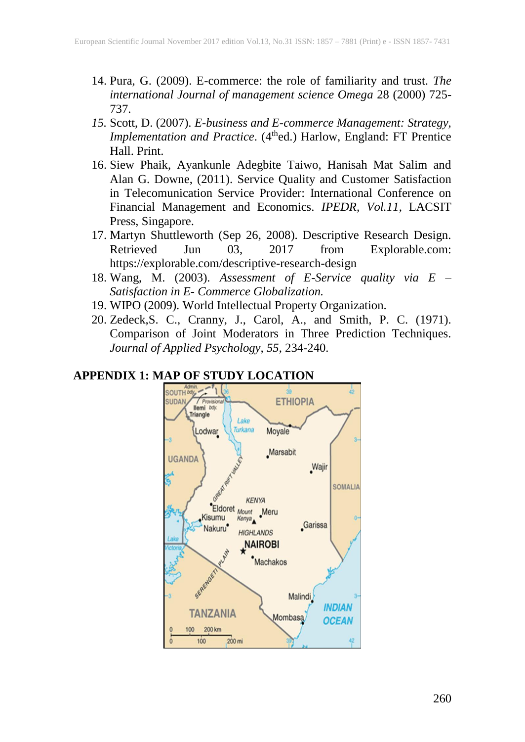14. Pura, G. (2009). E-commerce: the role of familiarity and trust. *The international Journal of management science Omega* 28 (2000) 725-737.
15. Scott, D. (2007). *E-business and E-commerce Management: Strategy, Implementation and Practice*. (4th ed.) Harlow, England: FT Prentice Hall. Print.
16. Siew Phaik, Ayankunle Adegbite Taiwo, Hanisah Mat Salim and Alan G. Downe, (2011). Service Quality and Customer Satisfaction in Telecomunication Service Provider: International Conference on Financial Management and Economics. *IPEDR, Vol.11*, LACSIT Press, Singapore.
17. Martyn Shuttleworth (Sep 26, 2008). Descriptive Research Design. Retrieved Jun 03, 2017 from Explorable.com: https://explorable.com/descriptive-research-design
18. Wang, M. (2003). *Assessment of E-Service quality via E – Satisfaction in E- Commerce Globalization.*
19. WIPO (2009). World Intellectual Property Organization.
20. Zedeck,S. C., Cranny, J., Carol, A., and Smith, P. C. (1971). Comparison of Joint Moderators in Three Prediction Techniques. *Journal of Applied Psychology, 55*, 234-240.

**APPENDIX 1: MAP OF STUDY LOCATION**

SOUTH SUDAN
Admin. bdy.
Provisional bdy.
Ilemi Triangle
ETHIOPIA
Lodwar
Lake Turkana
Moyale
Marsabit
Wajir
UGANDA
GREAT RIFT VALLEY
SOMALIA
KENYA
Eldoret
Mount Kenya
Meru
Kisumu
Nakuru
Garissa
HIGHLANDS
Lake Victoria
NAIROBI
Machakos
SERENGETI PLAIN
Malindi
TANZANIA
INDIAN OCEAN
Mombasa
0 100 200 km
0 100 200 mi